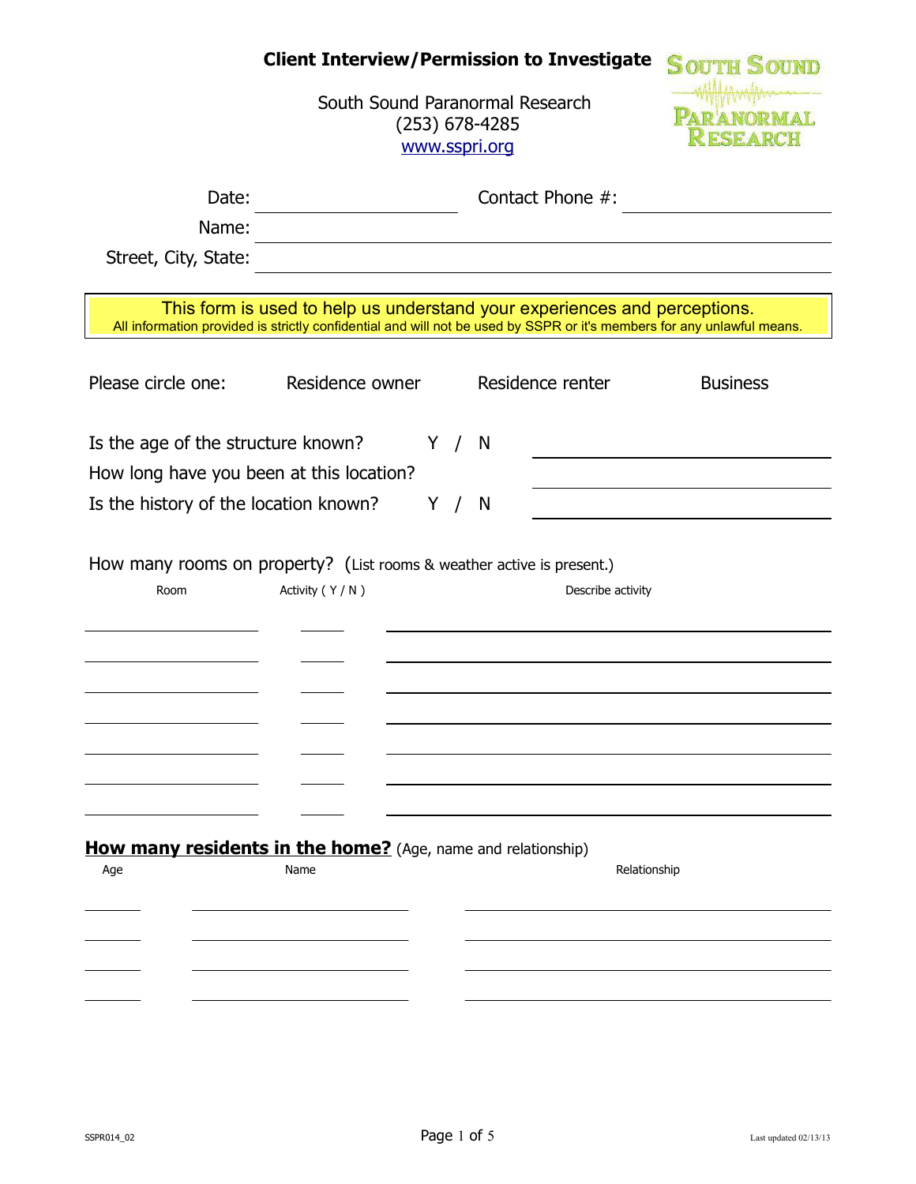# Client Interview/Permission to Investigate

South Sound Paranormal Research
(253) 678-4285
www.sspri.org

**SOUTH SOUND PARANORMAL RESEARCH**

Date: ____________________ Contact Phone #: ____________________

Name: ________________________________________

Street, City, State: ________________________________________

> This form is used to help us understand your experiences and perceptions.
> All information provided is strictly confidential and will not be used by SSPR or it's members for any unlawful means.

Please circle one: Residence owner Residence renter Business

Is the age of the structure known? Y / N ____________________

How long have you been at this location? ____________________

Is the history of the location known? Y / N ____________________

How many rooms on property? (List rooms & weather active is present.)

| Room | Activity ( Y / N ) | Describe activity |
|---|---|---|
| | | |
| | | |
| | | |
| | | |
| | | |
| | | |
| | | |

**How many residents in the home?** (Age, name and relationship)

| Age | Name | Relationship |
|---|---|---|
| | | |
| | | |
| | | |
| | | |

SSPR014_02

Last updated 02/13/13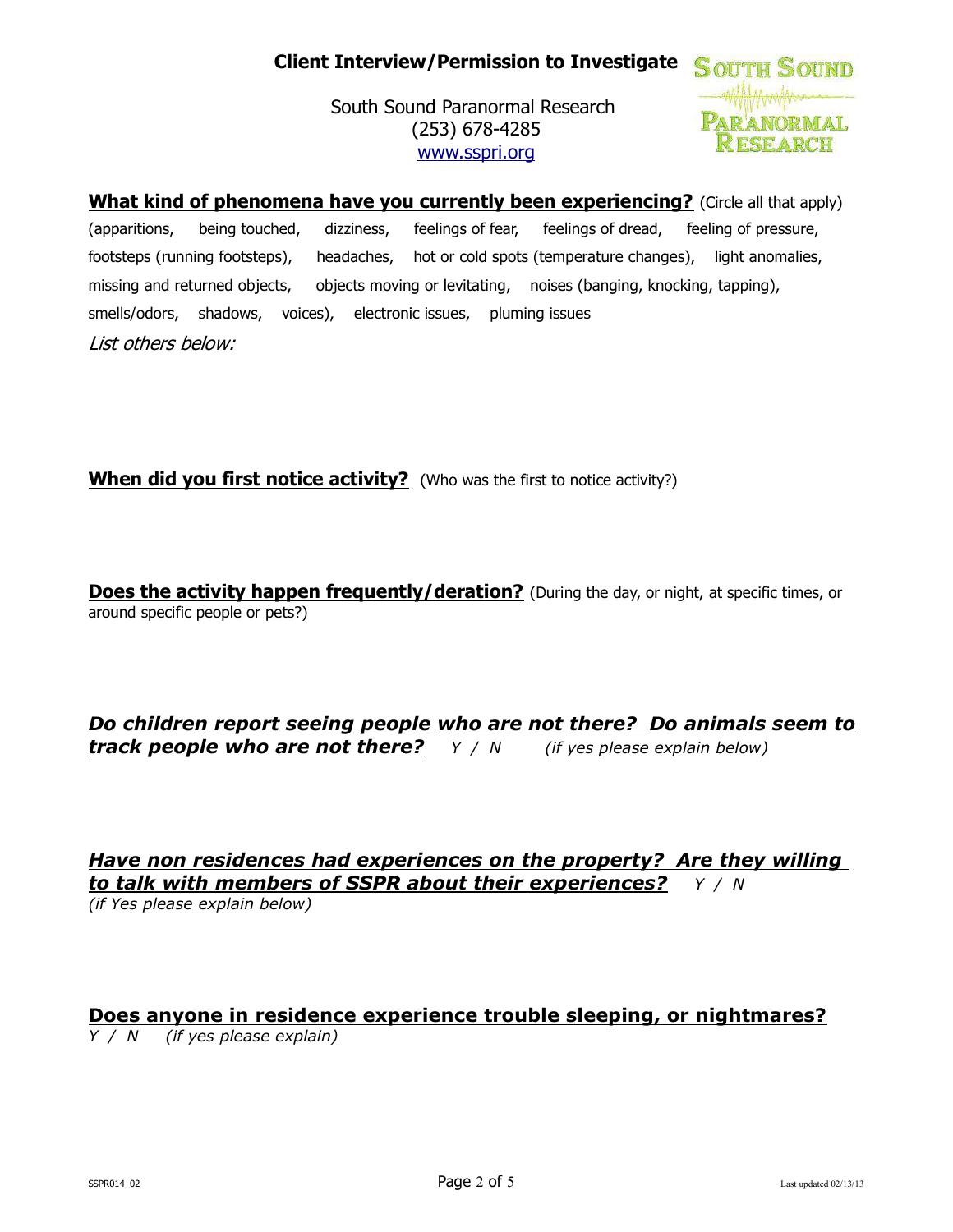**Client Interview/Permission to Investigate**

South Sound Paranormal Research
(253) 678-4285
www.sspri.org

**What kind of phenomena have you currently been experiencing?** (Circle all that apply)

(apparitions, being touched, dizziness, feelings of fear, feelings of dread, feeling of pressure, footsteps (running footsteps), headaches, hot or cold spots (temperature changes), light anomalies, missing and returned objects, objects moving or levitating, noises (banging, knocking, tapping), smells/odors, shadows, voices), electronic issues, pluming issues

*List others below:*

**When did you first notice activity?** (Who was the first to notice activity?)

**Does the activity happen frequently/deration?** (During the day, or night, at specific times, or around specific people or pets?)

***Do children report seeing people who are not there? Do animals seem to track people who are not there?*** *Y / N* *(if yes please explain below)*

***Have non residences had experiences on the property? Are they willing to talk with members of SSPR about their experiences?*** *Y / N*
*(if Yes please explain below)*

**Does anyone in residence experience trouble sleeping, or nightmares?**
*Y / N* *(if yes please explain)*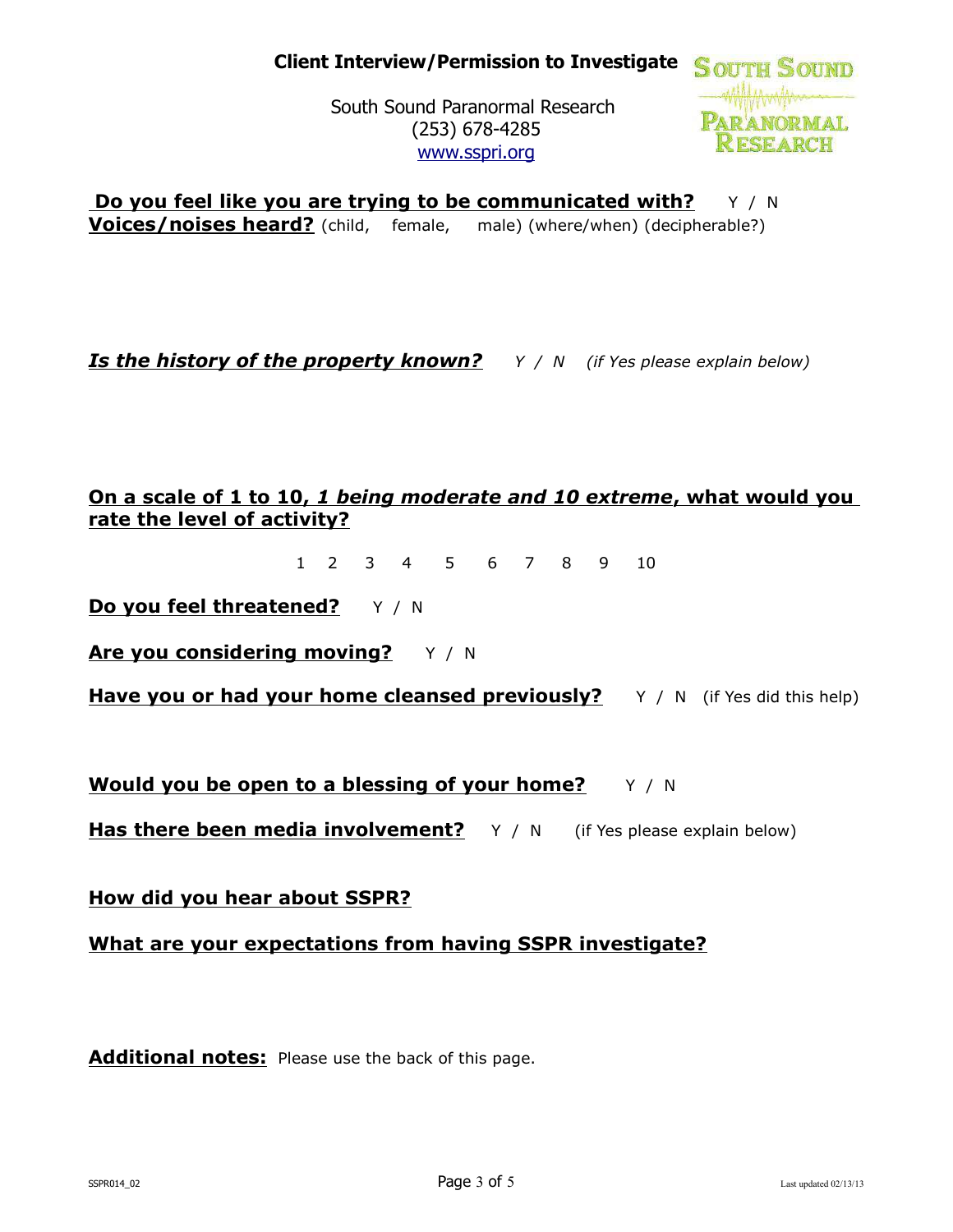**Client Interview/Permission to Investigate**

South Sound Paranormal Research
(253) 678-4285
www.sspri.org

**Do you feel like you are trying to be communicated with?** Y / N

**Voices/noises heard?** (child, female, male) (where/when) (decipherable?)

***Is the history of the property known?*** *Y / N (if Yes please explain below)*

**On a scale of 1 to 10, *1 being moderate and 10 extreme*, what would you rate the level of activity?**

1 2 3 4 5 6 7 8 9 10

**Do you feel threatened?** Y / N

**Are you considering moving?** Y / N

**Have you or had your home cleansed previously?** Y / N (if Yes did this help)

**Would you be open to a blessing of your home?** Y / N

**Has there been media involvement?** Y / N (if Yes please explain below)

**How did you hear about SSPR?**

**What are your expectations from having SSPR investigate?**

**Additional notes:** Please use the back of this page.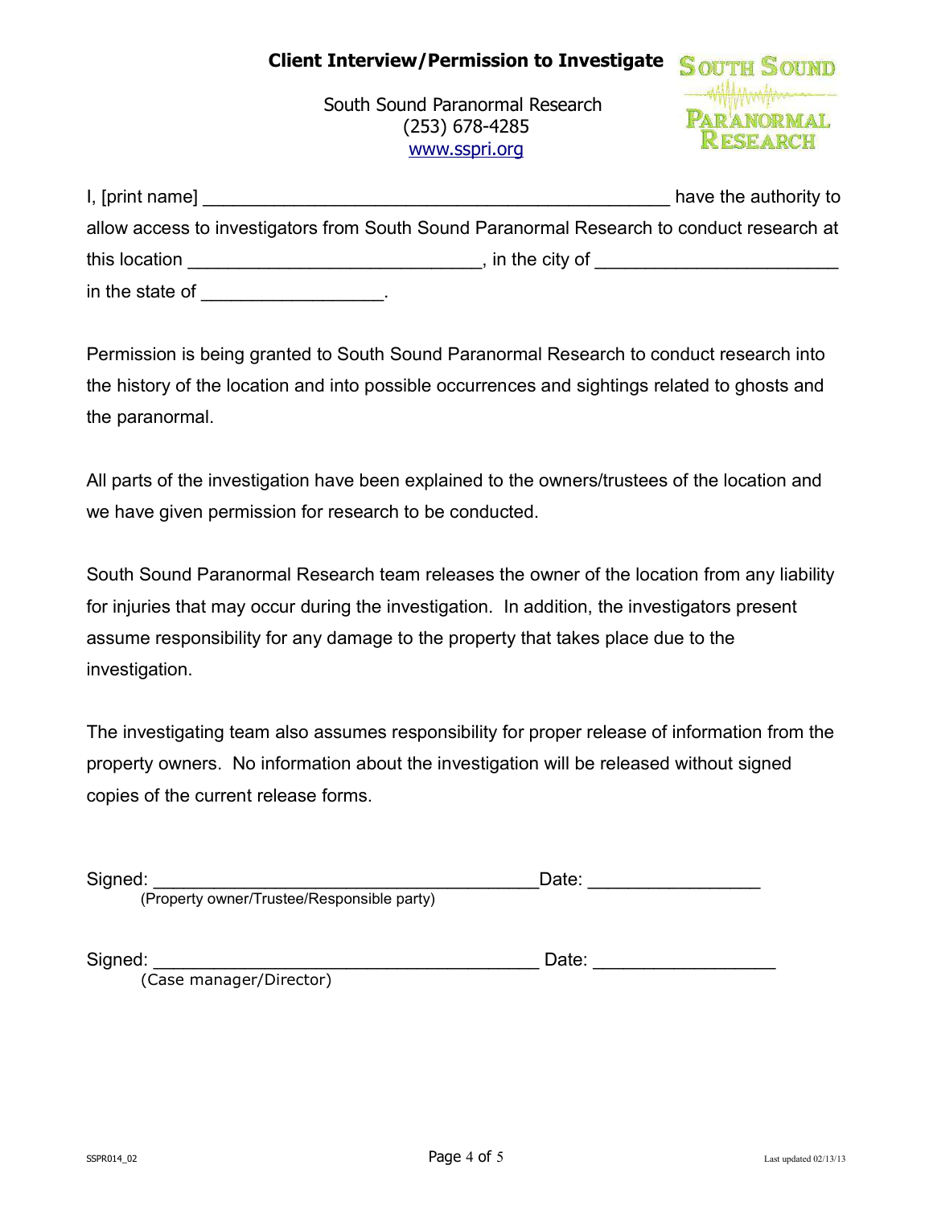# Client Interview/Permission to Investigate

South Sound Paranormal Research
(253) 678-4285
www.sspri.org

I, [print name] _______________________________________________ have the authority to allow access to investigators from South Sound Paranormal Research to conduct research at this location ____________________________, in the city of ________________________ in the state of __________________.

Permission is being granted to South Sound Paranormal Research to conduct research into the history of the location and into possible occurrences and sightings related to ghosts and the paranormal.

All parts of the investigation have been explained to the owners/trustees of the location and we have given permission for research to be conducted.

South Sound Paranormal Research team releases the owner of the location from any liability for injuries that may occur during the investigation. In addition, the investigators present assume responsibility for any damage to the property that takes place due to the investigation.

The investigating team also assumes responsibility for proper release of information from the property owners. No information about the investigation will be released without signed copies of the current release forms.

Signed: _______________________________________Date: _________________
(Property owner/Trustee/Responsible party)

Signed: _______________________________________ Date: __________________
(Case manager/Director)

SSPR014_02 Last updated 02/13/13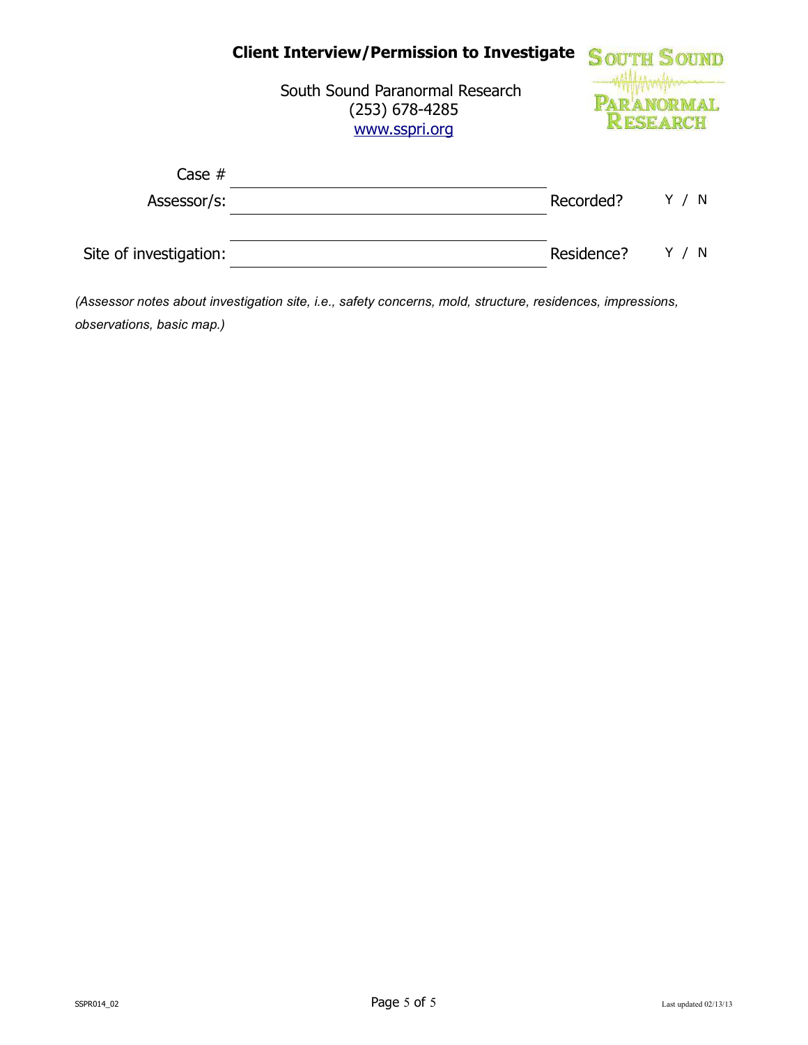# Client Interview/Permission to Investigate

South Sound Paranormal Research
(253) 678-4285
www.sspri.org

SOUTH SOUND PARANORMAL RESEARCH

Case # ______________________________

Assessor/s: ______________________________ Recorded? Y / N

______________________________

Site of investigation: ______________________________ Residence? Y / N

*(Assessor notes about investigation site, i.e., safety concerns, mold, structure, residences, impressions, observations, basic map.)*

SSPR014_02

Last updated 02/13/13